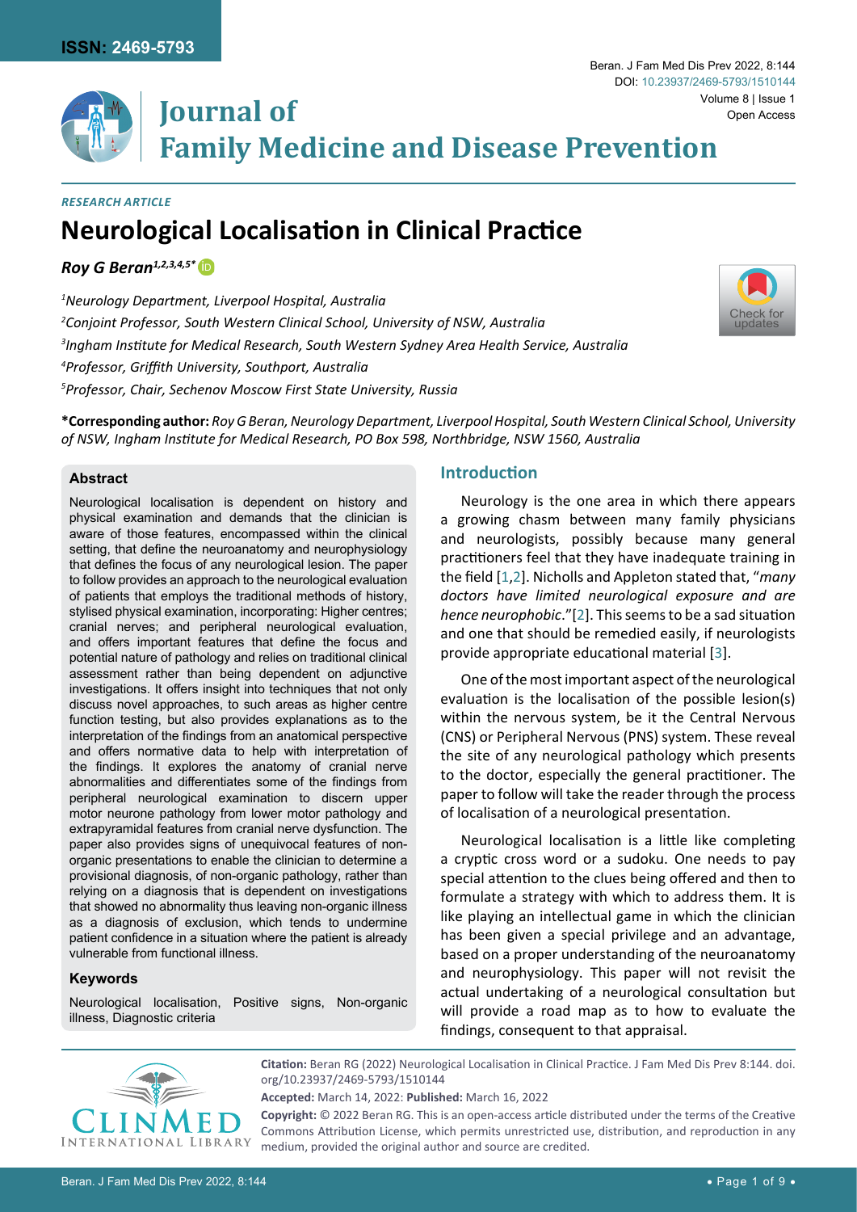*RESEARCH ARTICLE*

# Neurological Localisation in Clinical Practice

***Roy G Beran[1,2,3,4,5*]***

[1]*Neurology Department, Liverpool Hospital, Australia*
[2]*Conjoint Professor, South Western Clinical School, University of NSW, Australia*
[3]*Ingham Institute for Medical Research, South Western Sydney Area Health Service, Australia*
[4]*Professor, Griffith University, Southport, Australia*
[5]*Professor, Chair, Sechenov Moscow First State University, Russia*

**\*Corresponding author:** *Roy G Beran, Neurology Department, Liverpool Hospital, South Western Clinical School, University of NSW, Ingham Institute for Medical Research, PO Box 598, Northbridge, NSW 1560, Australia*

### Abstract

Neurological localisation is dependent on history and physical examination and demands that the clinician is aware of those features, encompassed within the clinical setting, that define the neuroanatomy and neurophysiology that defines the focus of any neurological lesion. The paper to follow provides an approach to the neurological evaluation of patients that employs the traditional methods of history, stylised physical examination, incorporating: Higher centres; cranial nerves; and peripheral neurological evaluation, and offers important features that define the focus and potential nature of pathology and relies on traditional clinical assessment rather than being dependent on adjunctive investigations. It offers insight into techniques that not only discuss novel approaches, to such areas as higher centre function testing, but also provides explanations as to the interpretation of the findings from an anatomical perspective and offers normative data to help with interpretation of the findings. It explores the anatomy of cranial nerve abnormalities and differentiates some of the findings from peripheral neurological examination to discern upper motor neurone pathology from lower motor pathology and extrapyramidal features from cranial nerve dysfunction. The paper also provides signs of unequivocal features of non-organic presentations to enable the clinician to determine a provisional diagnosis, of non-organic pathology, rather than relying on a diagnosis that is dependent on investigations that showed no abnormality thus leaving non-organic illness as a diagnosis of exclusion, which tends to undermine patient confidence in a situation where the patient is already vulnerable from functional illness.

### Keywords

Neurological localisation, Positive signs, Non-organic illness, Diagnostic criteria

## Introduction

Neurology is the one area in which there appears a growing chasm between many family physicians and neurologists, possibly because many general practitioners feel that they have inadequate training in the field [1,2]. Nicholls and Appleton stated that, "*many doctors have limited neurological exposure and are hence neurophobic*."[2]. This seems to be a sad situation and one that should be remedied easily, if neurologists provide appropriate educational material [3].

One of the most important aspect of the neurological evaluation is the localisation of the possible lesion(s) within the nervous system, be it the Central Nervous (CNS) or Peripheral Nervous (PNS) system. These reveal the site of any neurological pathology which presents to the doctor, especially the general practitioner. The paper to follow will take the reader through the process of localisation of a neurological presentation.

Neurological localisation is a little like completing a cryptic cross word or a sudoku. One needs to pay special attention to the clues being offered and then to formulate a strategy with which to address them. It is like playing an intellectual game in which the clinician has been given a special privilege and an advantage, based on a proper understanding of the neuroanatomy and neurophysiology. This paper will not revisit the actual undertaking of a neurological consultation but will provide a road map as to how to evaluate the findings, consequent to that appraisal.

**Citation:** Beran RG (2022) Neurological Localisation in Clinical Practice. J Fam Med Dis Prev 8:144. doi.org/10.23937/2469-5793/1510144

**Accepted:** March 14, 2022: **Published:** March 16, 2022

**Copyright:** © 2022 Beran RG. This is an open-access article distributed under the terms of the Creative Commons Attribution License, which permits unrestricted use, distribution, and reproduction in any medium, provided the original author and source are credited.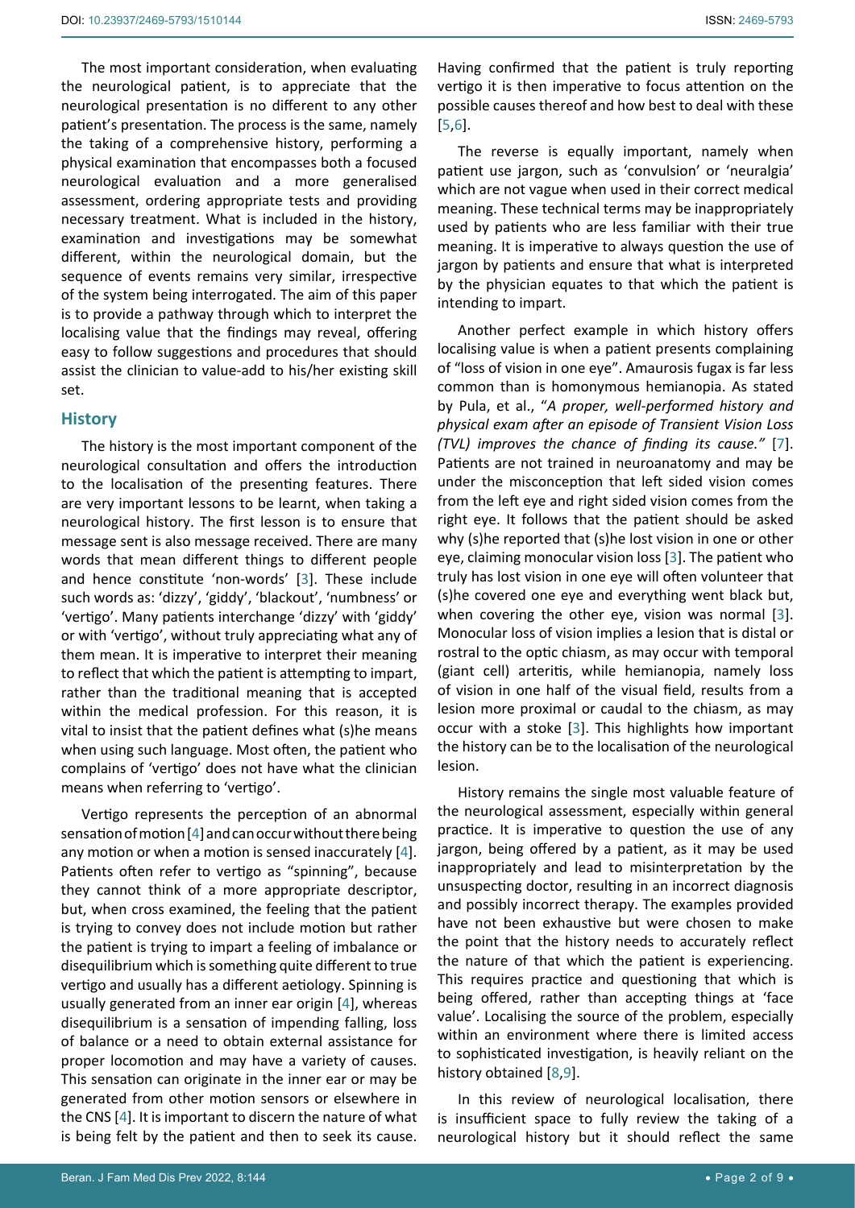The most important consideration, when evaluating the neurological patient, is to appreciate that the neurological presentation is no different to any other patient's presentation. The process is the same, namely the taking of a comprehensive history, performing a physical examination that encompasses both a focused neurological evaluation and a more generalised assessment, ordering appropriate tests and providing necessary treatment. What is included in the history, examination and investigations may be somewhat different, within the neurological domain, but the sequence of events remains very similar, irrespective of the system being interrogated. The aim of this paper is to provide a pathway through which to interpret the localising value that the findings may reveal, offering easy to follow suggestions and procedures that should assist the clinician to value-add to his/her existing skill set.

## History

The history is the most important component of the neurological consultation and offers the introduction to the localisation of the presenting features. There are very important lessons to be learnt, when taking a neurological history. The first lesson is to ensure that message sent is also message received. There are many words that mean different things to different people and hence constitute 'non-words' [3]. These include such words as: 'dizzy', 'giddy', 'blackout', 'numbness' or 'vertigo'. Many patients interchange 'dizzy' with 'giddy' or with 'vertigo', without truly appreciating what any of them mean. It is imperative to interpret their meaning to reflect that which the patient is attempting to impart, rather than the traditional meaning that is accepted within the medical profession. For this reason, it is vital to insist that the patient defines what (s)he means when using such language. Most often, the patient who complains of 'vertigo' does not have what the clinician means when referring to 'vertigo'.

Vertigo represents the perception of an abnormal sensation of motion [4] and can occur without there being any motion or when a motion is sensed inaccurately [4]. Patients often refer to vertigo as "spinning", because they cannot think of a more appropriate descriptor, but, when cross examined, the feeling that the patient is trying to convey does not include motion but rather the patient is trying to impart a feeling of imbalance or disequilibrium which is something quite different to true vertigo and usually has a different aetiology. Spinning is usually generated from an inner ear origin [4], whereas disequilibrium is a sensation of impending falling, loss of balance or a need to obtain external assistance for proper locomotion and may have a variety of causes. This sensation can originate in the inner ear or may be generated from other motion sensors or elsewhere in the CNS [4]. It is important to discern the nature of what is being felt by the patient and then to seek its cause. Having confirmed that the patient is truly reporting vertigo it is then imperative to focus attention on the possible causes thereof and how best to deal with these [5,6].

The reverse is equally important, namely when patient use jargon, such as 'convulsion' or 'neuralgia' which are not vague when used in their correct medical meaning. These technical terms may be inappropriately used by patients who are less familiar with their true meaning. It is imperative to always question the use of jargon by patients and ensure that what is interpreted by the physician equates to that which the patient is intending to impart.

Another perfect example in which history offers localising value is when a patient presents complaining of "loss of vision in one eye". Amaurosis fugax is far less common than is homonymous hemianopia. As stated by Pula, et al., "*A proper, well-performed history and physical exam after an episode of Transient Vision Loss (TVL) improves the chance of finding its cause.*" [7]. Patients are not trained in neuroanatomy and may be under the misconception that left sided vision comes from the left eye and right sided vision comes from the right eye. It follows that the patient should be asked why (s)he reported that (s)he lost vision in one or other eye, claiming monocular vision loss [3]. The patient who truly has lost vision in one eye will often volunteer that (s)he covered one eye and everything went black but, when covering the other eye, vision was normal [3]. Monocular loss of vision implies a lesion that is distal or rostral to the optic chiasm, as may occur with temporal (giant cell) arteritis, while hemianopia, namely loss of vision in one half of the visual field, results from a lesion more proximal or caudal to the chiasm, as may occur with a stoke [3]. This highlights how important the history can be to the localisation of the neurological lesion.

History remains the single most valuable feature of the neurological assessment, especially within general practice. It is imperative to question the use of any jargon, being offered by a patient, as it may be used inappropriately and lead to misinterpretation by the unsuspecting doctor, resulting in an incorrect diagnosis and possibly incorrect therapy. The examples provided have not been exhaustive but were chosen to make the point that the history needs to accurately reflect the nature of that which the patient is experiencing. This requires practice and questioning that which is being offered, rather than accepting things at 'face value'. Localising the source of the problem, especially within an environment where there is limited access to sophisticated investigation, is heavily reliant on the history obtained [8,9].

In this review of neurological localisation, there is insufficient space to fully review the taking of a neurological history but it should reflect the same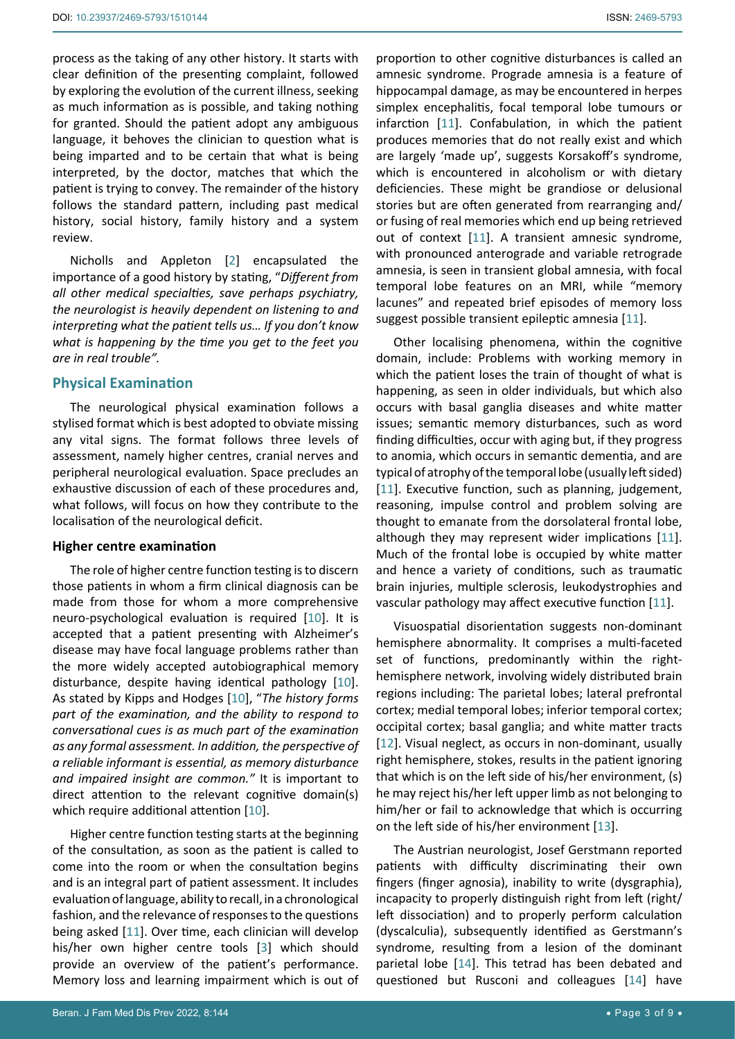process as the taking of any other history. It starts with clear definition of the presenting complaint, followed by exploring the evolution of the current illness, seeking as much information as is possible, and taking nothing for granted. Should the patient adopt any ambiguous language, it behoves the clinician to question what is being imparted and to be certain that what is being interpreted, by the doctor, matches that which the patient is trying to convey. The remainder of the history follows the standard pattern, including past medical history, social history, family history and a system review.

Nicholls and Appleton [2] encapsulated the importance of a good history by stating, "*Different from all other medical specialties, save perhaps psychiatry, the neurologist is heavily dependent on listening to and interpreting what the patient tells us… If you don't know what is happening by the time you get to the feet you are in real trouble"*.

## Physical Examination

The neurological physical examination follows a stylised format which is best adopted to obviate missing any vital signs. The format follows three levels of assessment, namely higher centres, cranial nerves and peripheral neurological evaluation. Space precludes an exhaustive discussion of each of these procedures and, what follows, will focus on how they contribute to the localisation of the neurological deficit.

### Higher centre examination

The role of higher centre function testing is to discern those patients in whom a firm clinical diagnosis can be made from those for whom a more comprehensive neuro-psychological evaluation is required [10]. It is accepted that a patient presenting with Alzheimer's disease may have focal language problems rather than the more widely accepted autobiographical memory disturbance, despite having identical pathology [10]. As stated by Kipps and Hodges [10], "*The history forms part of the examination, and the ability to respond to conversational cues is as much part of the examination as any formal assessment. In addition, the perspective of a reliable informant is essential, as memory disturbance and impaired insight are common."* It is important to direct attention to the relevant cognitive domain(s) which require additional attention [10].

Higher centre function testing starts at the beginning of the consultation, as soon as the patient is called to come into the room or when the consultation begins and is an integral part of patient assessment. It includes evaluation of language, ability to recall, in a chronological fashion, and the relevance of responses to the questions being asked [11]. Over time, each clinician will develop his/her own higher centre tools [3] which should provide an overview of the patient's performance. Memory loss and learning impairment which is out of proportion to other cognitive disturbances is called an amnesic syndrome. Prograde amnesia is a feature of hippocampal damage, as may be encountered in herpes simplex encephalitis, focal temporal lobe tumours or infarction [11]. Confabulation, in which the patient produces memories that do not really exist and which are largely 'made up', suggests Korsakoff's syndrome, which is encountered in alcoholism or with dietary deficiencies. These might be grandiose or delusional stories but are often generated from rearranging and/or fusing of real memories which end up being retrieved out of context [11]. A transient amnesic syndrome, with pronounced anterograde and variable retrograde amnesia, is seen in transient global amnesia, with focal temporal lobe features on an MRI, while "memory lacunes" and repeated brief episodes of memory loss suggest possible transient epileptic amnesia [11].

Other localising phenomena, within the cognitive domain, include: Problems with working memory in which the patient loses the train of thought of what is happening, as seen in older individuals, but which also occurs with basal ganglia diseases and white matter issues; semantic memory disturbances, such as word finding difficulties, occur with aging but, if they progress to anomia, which occurs in semantic dementia, and are typical of atrophy of the temporal lobe (usually left sided) [11]. Executive function, such as planning, judgement, reasoning, impulse control and problem solving are thought to emanate from the dorsolateral frontal lobe, although they may represent wider implications [11]. Much of the frontal lobe is occupied by white matter and hence a variety of conditions, such as traumatic brain injuries, multiple sclerosis, leukodystrophies and vascular pathology may affect executive function [11].

Visuospatial disorientation suggests non-dominant hemisphere abnormality. It comprises a multi-faceted set of functions, predominantly within the right-hemisphere network, involving widely distributed brain regions including: The parietal lobes; lateral prefrontal cortex; medial temporal lobes; inferior temporal cortex; occipital cortex; basal ganglia; and white matter tracts [12]. Visual neglect, as occurs in non-dominant, usually right hemisphere, stokes, results in the patient ignoring that which is on the left side of his/her environment, (s)he may reject his/her left upper limb as not belonging to him/her or fail to acknowledge that which is occurring on the left side of his/her environment [13].

The Austrian neurologist, Josef Gerstmann reported patients with difficulty discriminating their own fingers (finger agnosia), inability to write (dysgraphia), incapacity to properly distinguish right from left (right/left dissociation) and to properly perform calculation (dyscalculia), subsequently identified as Gerstmann's syndrome, resulting from a lesion of the dominant parietal lobe [14]. This tetrad has been debated and questioned but Rusconi and colleagues [14] have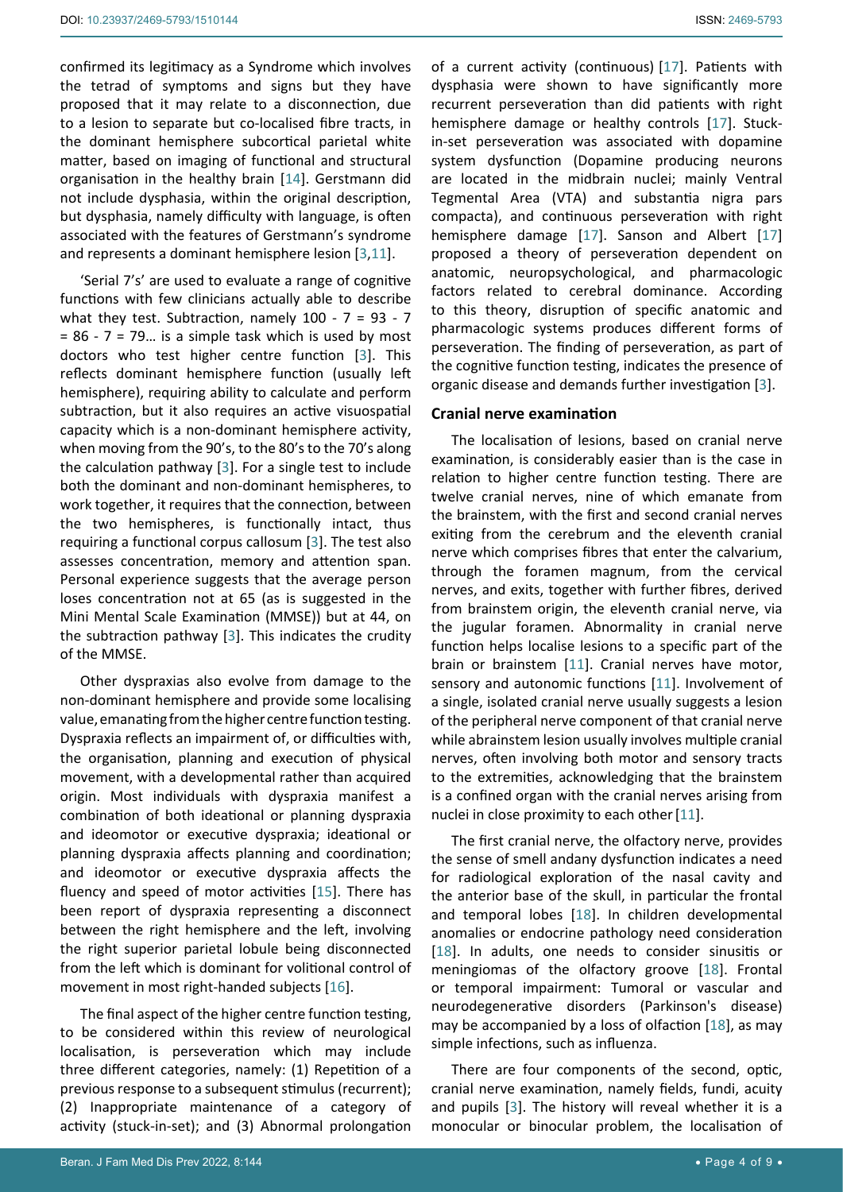confirmed its legitimacy as a Syndrome which involves the tetrad of symptoms and signs but they have proposed that it may relate to a disconnection, due to a lesion to separate but co-localised fibre tracts, in the dominant hemisphere subcortical parietal white matter, based on imaging of functional and structural organisation in the healthy brain [14]. Gerstmann did not include dysphasia, within the original description, but dysphasia, namely difficulty with language, is often associated with the features of Gerstmann's syndrome and represents a dominant hemisphere lesion [3,11].

'Serial 7's' are used to evaluate a range of cognitive functions with few clinicians actually able to describe what they test. Subtraction, namely 100 - 7 = 93 - 7 = 86 - 7 = 79… is a simple task which is used by most doctors who test higher centre function [3]. This reflects dominant hemisphere function (usually left hemisphere), requiring ability to calculate and perform subtraction, but it also requires an active visuospatial capacity which is a non-dominant hemisphere activity, when moving from the 90's, to the 80's to the 70's along the calculation pathway [3]. For a single test to include both the dominant and non-dominant hemispheres, to work together, it requires that the connection, between the two hemispheres, is functionally intact, thus requiring a functional corpus callosum [3]. The test also assesses concentration, memory and attention span. Personal experience suggests that the average person loses concentration not at 65 (as is suggested in the Mini Mental Scale Examination (MMSE)) but at 44, on the subtraction pathway [3]. This indicates the crudity of the MMSE.

Other dyspraxias also evolve from damage to the non-dominant hemisphere and provide some localising value, emanating from the higher centre function testing. Dyspraxia reflects an impairment of, or difficulties with, the organisation, planning and execution of physical movement, with a developmental rather than acquired origin. Most individuals with dyspraxia manifest a combination of both ideational or planning dyspraxia and ideomotor or executive dyspraxia; ideational or planning dyspraxia affects planning and coordination; and ideomotor or executive dyspraxia affects the fluency and speed of motor activities [15]. There has been report of dyspraxia representing a disconnect between the right hemisphere and the left, involving the right superior parietal lobule being disconnected from the left which is dominant for volitional control of movement in most right-handed subjects [16].

The final aspect of the higher centre function testing, to be considered within this review of neurological localisation, is perseveration which may include three different categories, namely: (1) Repetition of a previous response to a subsequent stimulus (recurrent); (2) Inappropriate maintenance of a category of activity (stuck-in-set); and (3) Abnormal prolongation of a current activity (continuous) [17]. Patients with dysphasia were shown to have significantly more recurrent perseveration than did patients with right hemisphere damage or healthy controls [17]. Stuck-in-set perseveration was associated with dopamine system dysfunction (Dopamine producing neurons are located in the midbrain nuclei; mainly Ventral Tegmental Area (VTA) and substantia nigra pars compacta), and continuous perseveration with right hemisphere damage [17]. Sanson and Albert [17] proposed a theory of perseveration dependent on anatomic, neuropsychological, and pharmacologic factors related to cerebral dominance. According to this theory, disruption of specific anatomic and pharmacologic systems produces different forms of perseveration. The finding of perseveration, as part of the cognitive function testing, indicates the presence of organic disease and demands further investigation [3].

## Cranial nerve examination

The localisation of lesions, based on cranial nerve examination, is considerably easier than is the case in relation to higher centre function testing. There are twelve cranial nerves, nine of which emanate from the brainstem, with the first and second cranial nerves exiting from the cerebrum and the eleventh cranial nerve which comprises fibres that enter the calvarium, through the foramen magnum, from the cervical nerves, and exits, together with further fibres, derived from brainstem origin, the eleventh cranial nerve, via the jugular foramen. Abnormality in cranial nerve function helps localise lesions to a specific part of the brain or brainstem [11]. Cranial nerves have motor, sensory and autonomic functions [11]. Involvement of a single, isolated cranial nerve usually suggests a lesion of the peripheral nerve component of that cranial nerve while abrainstem lesion usually involves multiple cranial nerves, often involving both motor and sensory tracts to the extremities, acknowledging that the brainstem is a confined organ with the cranial nerves arising from nuclei in close proximity to each other [11].

The first cranial nerve, the olfactory nerve, provides the sense of smell andany dysfunction indicates a need for radiological exploration of the nasal cavity and the anterior base of the skull, in particular the frontal and temporal lobes [18]. In children developmental anomalies or endocrine pathology need consideration [18]. In adults, one needs to consider sinusitis or meningiomas of the olfactory groove [18]. Frontal or temporal impairment: Tumoral or vascular and neurodegenerative disorders (Parkinson's disease) may be accompanied by a loss of olfaction [18], as may simple infections, such as influenza.

There are four components of the second, optic, cranial nerve examination, namely fields, fundi, acuity and pupils [3]. The history will reveal whether it is a monocular or binocular problem, the localisation of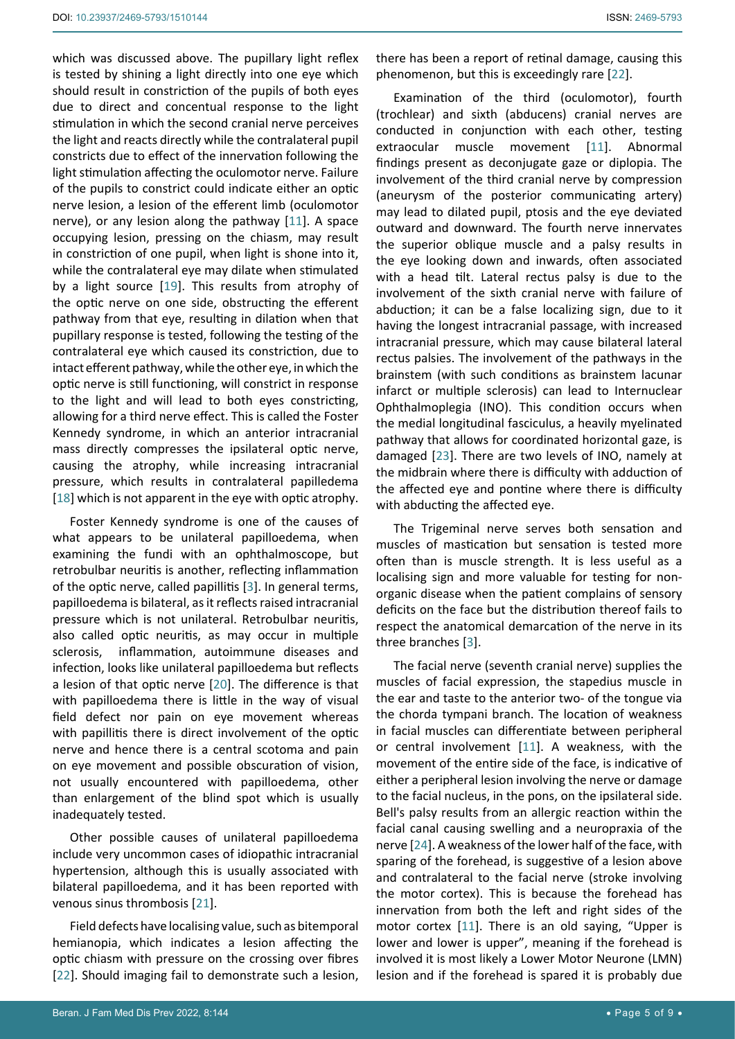which was discussed above. The pupillary light reflex is tested by shining a light directly into one eye which should result in constriction of the pupils of both eyes due to direct and concentual response to the light stimulation in which the second cranial nerve perceives the light and reacts directly while the contralateral pupil constricts due to effect of the innervation following the light stimulation affecting the oculomotor nerve. Failure of the pupils to constrict could indicate either an optic nerve lesion, a lesion of the efferent limb (oculomotor nerve), or any lesion along the pathway [11]. A space occupying lesion, pressing on the chiasm, may result in constriction of one pupil, when light is shone into it, while the contralateral eye may dilate when stimulated by a light source [19]. This results from atrophy of the optic nerve on one side, obstructing the efferent pathway from that eye, resulting in dilation when that pupillary response is tested, following the testing of the contralateral eye which caused its constriction, due to intact efferent pathway, while the other eye, in which the optic nerve is still functioning, will constrict in response to the light and will lead to both eyes constricting, allowing for a third nerve effect. This is called the Foster Kennedy syndrome, in which an anterior intracranial mass directly compresses the ipsilateral optic nerve, causing the atrophy, while increasing intracranial pressure, which results in contralateral papilledema [18] which is not apparent in the eye with optic atrophy.

Foster Kennedy syndrome is one of the causes of what appears to be unilateral papilloedema, when examining the fundi with an ophthalmoscope, but retrobulbar neuritis is another, reflecting inflammation of the optic nerve, called papillitis [3]. In general terms, papilloedema is bilateral, as it reflects raised intracranial pressure which is not unilateral. Retrobulbar neuritis, also called optic neuritis, as may occur in multiple sclerosis, inflammation, autoimmune diseases and infection, looks like unilateral papilloedema but reflects a lesion of that optic nerve [20]. The difference is that with papilloedema there is little in the way of visual field defect nor pain on eye movement whereas with papillitis there is direct involvement of the optic nerve and hence there is a central scotoma and pain on eye movement and possible obscuration of vision, not usually encountered with papilloedema, other than enlargement of the blind spot which is usually inadequately tested.

Other possible causes of unilateral papilloedema include very uncommon cases of idiopathic intracranial hypertension, although this is usually associated with bilateral papilloedema, and it has been reported with venous sinus thrombosis [21].

Field defects have localising value, such as bitemporal hemianopia, which indicates a lesion affecting the optic chiasm with pressure on the crossing over fibres [22]. Should imaging fail to demonstrate such a lesion, there has been a report of retinal damage, causing this phenomenon, but this is exceedingly rare [22].

Examination of the third (oculomotor), fourth (trochlear) and sixth (abducens) cranial nerves are conducted in conjunction with each other, testing extraocular muscle movement [11]. Abnormal findings present as deconjugate gaze or diplopia. The involvement of the third cranial nerve by compression (aneurysm of the posterior communicating artery) may lead to dilated pupil, ptosis and the eye deviated outward and downward. The fourth nerve innervates the superior oblique muscle and a palsy results in the eye looking down and inwards, often associated with a head tilt. Lateral rectus palsy is due to the involvement of the sixth cranial nerve with failure of abduction; it can be a false localizing sign, due to it having the longest intracranial passage, with increased intracranial pressure, which may cause bilateral lateral rectus palsies. The involvement of the pathways in the brainstem (with such conditions as brainstem lacunar infarct or multiple sclerosis) can lead to Internuclear Ophthalmoplegia (INO). This condition occurs when the medial longitudinal fasciculus, a heavily myelinated pathway that allows for coordinated horizontal gaze, is damaged [23]. There are two levels of INO, namely at the midbrain where there is difficulty with adduction of the affected eye and pontine where there is difficulty with abducting the affected eye.

The Trigeminal nerve serves both sensation and muscles of mastication but sensation is tested more often than is muscle strength. It is less useful as a localising sign and more valuable for testing for non-organic disease when the patient complains of sensory deficits on the face but the distribution thereof fails to respect the anatomical demarcation of the nerve in its three branches [3].

The facial nerve (seventh cranial nerve) supplies the muscles of facial expression, the stapedius muscle in the ear and taste to the anterior two- of the tongue via the chorda tympani branch. The location of weakness in facial muscles can differentiate between peripheral or central involvement [11]. A weakness, with the movement of the entire side of the face, is indicative of either a peripheral lesion involving the nerve or damage to the facial nucleus, in the pons, on the ipsilateral side. Bell's palsy results from an allergic reaction within the facial canal causing swelling and a neuropraxia of the nerve [24]. A weakness of the lower half of the face, with sparing of the forehead, is suggestive of a lesion above and contralateral to the facial nerve (stroke involving the motor cortex). This is because the forehead has innervation from both the left and right sides of the motor cortex [11]. There is an old saying, "Upper is lower and lower is upper", meaning if the forehead is involved it is most likely a Lower Motor Neurone (LMN) lesion and if the forehead is spared it is probably due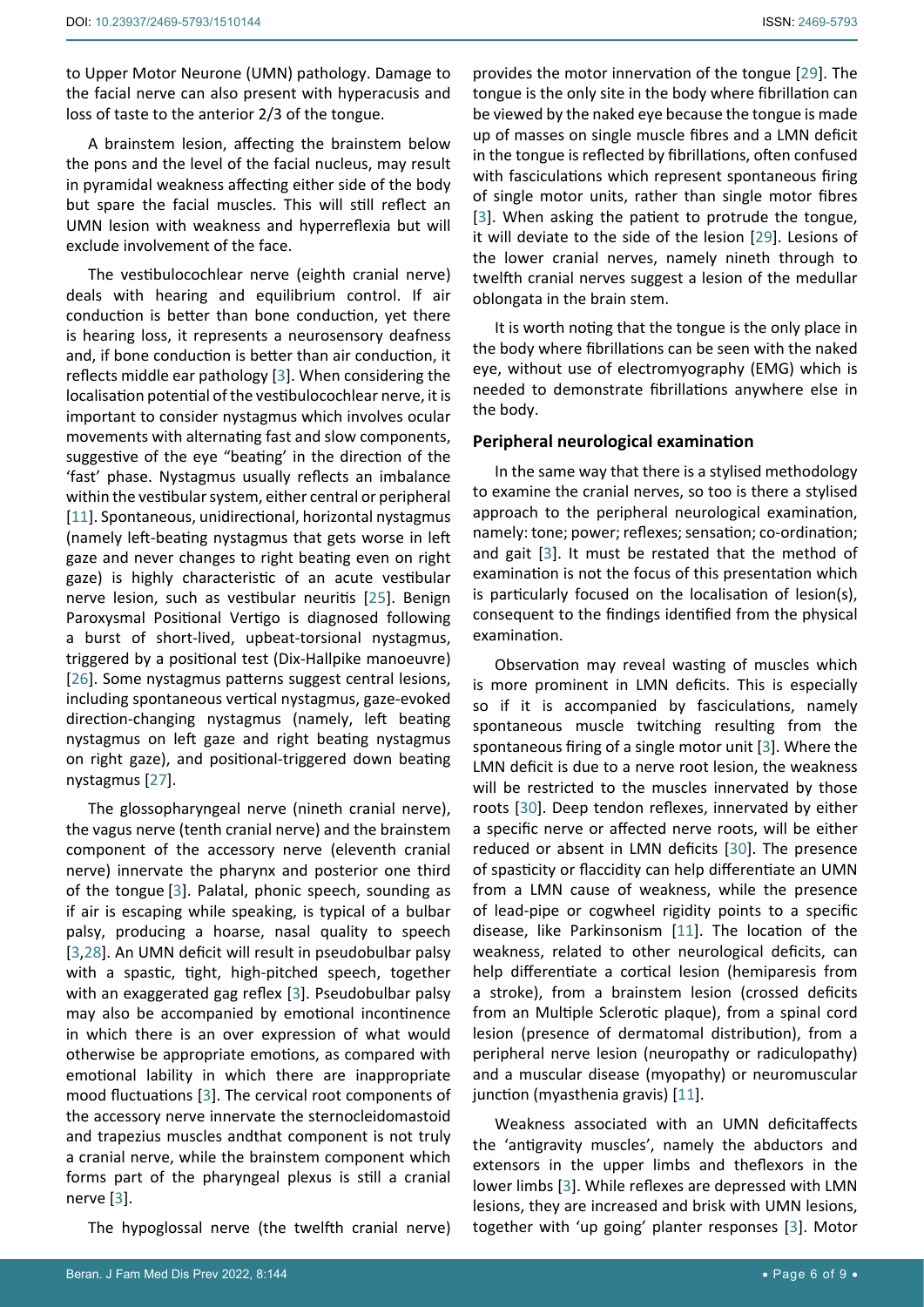to Upper Motor Neurone (UMN) pathology. Damage to the facial nerve can also present with hyperacusis and loss of taste to the anterior 2/3 of the tongue.

A brainstem lesion, affecting the brainstem below the pons and the level of the facial nucleus, may result in pyramidal weakness affecting either side of the body but spare the facial muscles. This will still reflect an UMN lesion with weakness and hyperreflexia but will exclude involvement of the face.

The vestibulocochlear nerve (eighth cranial nerve) deals with hearing and equilibrium control. If air conduction is better than bone conduction, yet there is hearing loss, it represents a neurosensory deafness and, if bone conduction is better than air conduction, it reflects middle ear pathology [3]. When considering the localisation potential of the vestibulocochlear nerve, it is important to consider nystagmus which involves ocular movements with alternating fast and slow components, suggestive of the eye "beating' in the direction of the 'fast' phase. Nystagmus usually reflects an imbalance within the vestibular system, either central or peripheral [11]. Spontaneous, unidirectional, horizontal nystagmus (namely left-beating nystagmus that gets worse in left gaze and never changes to right beating even on right gaze) is highly characteristic of an acute vestibular nerve lesion, such as vestibular neuritis [25]. Benign Paroxysmal Positional Vertigo is diagnosed following a burst of short-lived, upbeat-torsional nystagmus, triggered by a positional test (Dix-Hallpike manoeuvre) [26]. Some nystagmus patterns suggest central lesions, including spontaneous vertical nystagmus, gaze-evoked direction-changing nystagmus (namely, left beating nystagmus on left gaze and right beating nystagmus on right gaze), and positional-triggered down beating nystagmus [27].

The glossopharyngeal nerve (nineth cranial nerve), the vagus nerve (tenth cranial nerve) and the brainstem component of the accessory nerve (eleventh cranial nerve) innervate the pharynx and posterior one third of the tongue [3]. Palatal, phonic speech, sounding as if air is escaping while speaking, is typical of a bulbar palsy, producing a hoarse, nasal quality to speech [3,28]. An UMN deficit will result in pseudobulbar palsy with a spastic, tight, high-pitched speech, together with an exaggerated gag reflex [3]. Pseudobulbar palsy may also be accompanied by emotional incontinence in which there is an over expression of what would otherwise be appropriate emotions, as compared with emotional lability in which there are inappropriate mood fluctuations [3]. The cervical root components of the accessory nerve innervate the sternocleidomastoid and trapezius muscles andthat component is not truly a cranial nerve, while the brainstem component which forms part of the pharyngeal plexus is still a cranial nerve [3].

The hypoglossal nerve (the twelfth cranial nerve) provides the motor innervation of the tongue [29]. The tongue is the only site in the body where fibrillation can be viewed by the naked eye because the tongue is made up of masses on single muscle fibres and a LMN deficit in the tongue is reflected by fibrillations, often confused with fasciculations which represent spontaneous firing of single motor units, rather than single motor fibres [3]. When asking the patient to protrude the tongue, it will deviate to the side of the lesion [29]. Lesions of the lower cranial nerves, namely nineth through to twelfth cranial nerves suggest a lesion of the medullar oblongata in the brain stem.

It is worth noting that the tongue is the only place in the body where fibrillations can be seen with the naked eye, without use of electromyography (EMG) which is needed to demonstrate fibrillations anywhere else in the body.

## Peripheral neurological examination

In the same way that there is a stylised methodology to examine the cranial nerves, so too is there a stylised approach to the peripheral neurological examination, namely: tone; power; reflexes; sensation; co-ordination; and gait [3]. It must be restated that the method of examination is not the focus of this presentation which is particularly focused on the localisation of lesion(s), consequent to the findings identified from the physical examination.

Observation may reveal wasting of muscles which is more prominent in LMN deficits. This is especially so if it is accompanied by fasciculations, namely spontaneous muscle twitching resulting from the spontaneous firing of a single motor unit [3]. Where the LMN deficit is due to a nerve root lesion, the weakness will be restricted to the muscles innervated by those roots [30]. Deep tendon reflexes, innervated by either a specific nerve or affected nerve roots, will be either reduced or absent in LMN deficits [30]. The presence of spasticity or flaccidity can help differentiate an UMN from a LMN cause of weakness, while the presence of lead-pipe or cogwheel rigidity points to a specific disease, like Parkinsonism [11]. The location of the weakness, related to other neurological deficits, can help differentiate a cortical lesion (hemiparesis from a stroke), from a brainstem lesion (crossed deficits from an Multiple Sclerotic plaque), from a spinal cord lesion (presence of dermatomal distribution), from a peripheral nerve lesion (neuropathy or radiculopathy) and a muscular disease (myopathy) or neuromuscular junction (myasthenia gravis) [11].

Weakness associated with an UMN deficitaffects the 'antigravity muscles', namely the abductors and extensors in the upper limbs and theflexors in the lower limbs [3]. While reflexes are depressed with LMN lesions, they are increased and brisk with UMN lesions, together with 'up going' planter responses [3]. Motor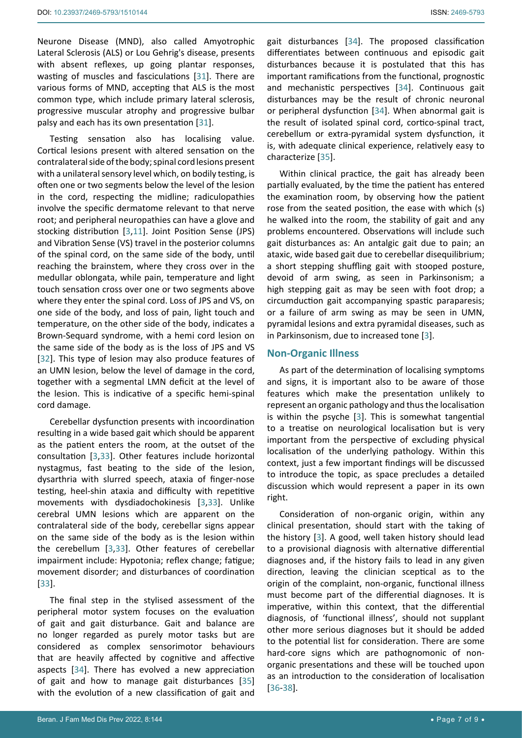Neurone Disease (MND), also called Amyotrophic Lateral Sclerosis (ALS) or Lou Gehrig's disease, presents with absent reflexes, up going plantar responses, wasting of muscles and fasciculations [31]. There are various forms of MND, accepting that ALS is the most common type, which include primary lateral sclerosis, progressive muscular atrophy and progressive bulbar palsy and each has its own presentation [31].

Testing sensation also has localising value. Cortical lesions present with altered sensation on the contralateral side of the body; spinal cord lesions present with a unilateral sensory level which, on bodily testing, is often one or two segments below the level of the lesion in the cord, respecting the midline; radiculopathies involve the specific dermatome relevant to that nerve root; and peripheral neuropathies can have a glove and stocking distribution [3,11]. Joint Position Sense (JPS) and Vibration Sense (VS) travel in the posterior columns of the spinal cord, on the same side of the body, until reaching the brainstem, where they cross over in the medullar oblongata, while pain, temperature and light touch sensation cross over one or two segments above where they enter the spinal cord. Loss of JPS and VS, on one side of the body, and loss of pain, light touch and temperature, on the other side of the body, indicates a Brown-Sequard syndrome, with a hemi cord lesion on the same side of the body as is the loss of JPS and VS [32]. This type of lesion may also produce features of an UMN lesion, below the level of damage in the cord, together with a segmental LMN deficit at the level of the lesion. This is indicative of a specific hemi-spinal cord damage.

Cerebellar dysfunction presents with incoordination resulting in a wide based gait which should be apparent as the patient enters the room, at the outset of the consultation [3,33]. Other features include horizontal nystagmus, fast beating to the side of the lesion, dysarthria with slurred speech, ataxia of finger-nose testing, heel-shin ataxia and difficulty with repetitive movements with dysdiadochokinesis [3,33]. Unlike cerebral UMN lesions which are apparent on the contralateral side of the body, cerebellar signs appear on the same side of the body as is the lesion within the cerebellum [3,33]. Other features of cerebellar impairment include: Hypotonia; reflex change; fatigue; movement disorder; and disturbances of coordination [33].

The final step in the stylised assessment of the peripheral motor system focuses on the evaluation of gait and gait disturbance. Gait and balance are no longer regarded as purely motor tasks but are considered as complex sensorimotor behaviours that are heavily affected by cognitive and affective aspects [34]. There has evolved a new appreciation of gait and how to manage gait disturbances [35] with the evolution of a new classification of gait and gait disturbances [34]. The proposed classification differentiates between continuous and episodic gait disturbances because it is postulated that this has important ramifications from the functional, prognostic and mechanistic perspectives [34]. Continuous gait disturbances may be the result of chronic neuronal or peripheral dysfunction [34]. When abnormal gait is the result of isolated spinal cord, cortico-spinal tract, cerebellum or extra-pyramidal system dysfunction, it is, with adequate clinical experience, relatively easy to characterize [35].

Within clinical practice, the gait has already been partially evaluated, by the time the patient has entered the examination room, by observing how the patient rose from the seated position, the ease with which (s) he walked into the room, the stability of gait and any problems encountered. Observations will include such gait disturbances as: An antalgic gait due to pain; an ataxic, wide based gait due to cerebellar disequilibrium; a short stepping shuffling gait with stooped posture, devoid of arm swing, as seen in Parkinsonism; a high stepping gait as may be seen with foot drop; a circumduction gait accompanying spastic paraparesis; or a failure of arm swing as may be seen in UMN, pyramidal lesions and extra pyramidal diseases, such as in Parkinsonism, due to increased tone [3].

## Non-Organic Illness

As part of the determination of localising symptoms and signs, it is important also to be aware of those features which make the presentation unlikely to represent an organic pathology and thus the localisation is within the psyche [3]. This is somewhat tangential to a treatise on neurological localisation but is very important from the perspective of excluding physical localisation of the underlying pathology. Within this context, just a few important findings will be discussed to introduce the topic, as space precludes a detailed discussion which would represent a paper in its own right.

Consideration of non-organic origin, within any clinical presentation, should start with the taking of the history [3]. A good, well taken history should lead to a provisional diagnosis with alternative differential diagnoses and, if the history fails to lead in any given direction, leaving the clinician sceptical as to the origin of the complaint, non-organic, functional illness must become part of the differential diagnoses. It is imperative, within this context, that the differential diagnosis, of 'functional illness', should not supplant other more serious diagnoses but it should be added to the potential list for consideration. There are some hard-core signs which are pathognomonic of non-organic presentations and these will be touched upon as an introduction to the consideration of localisation [36-38].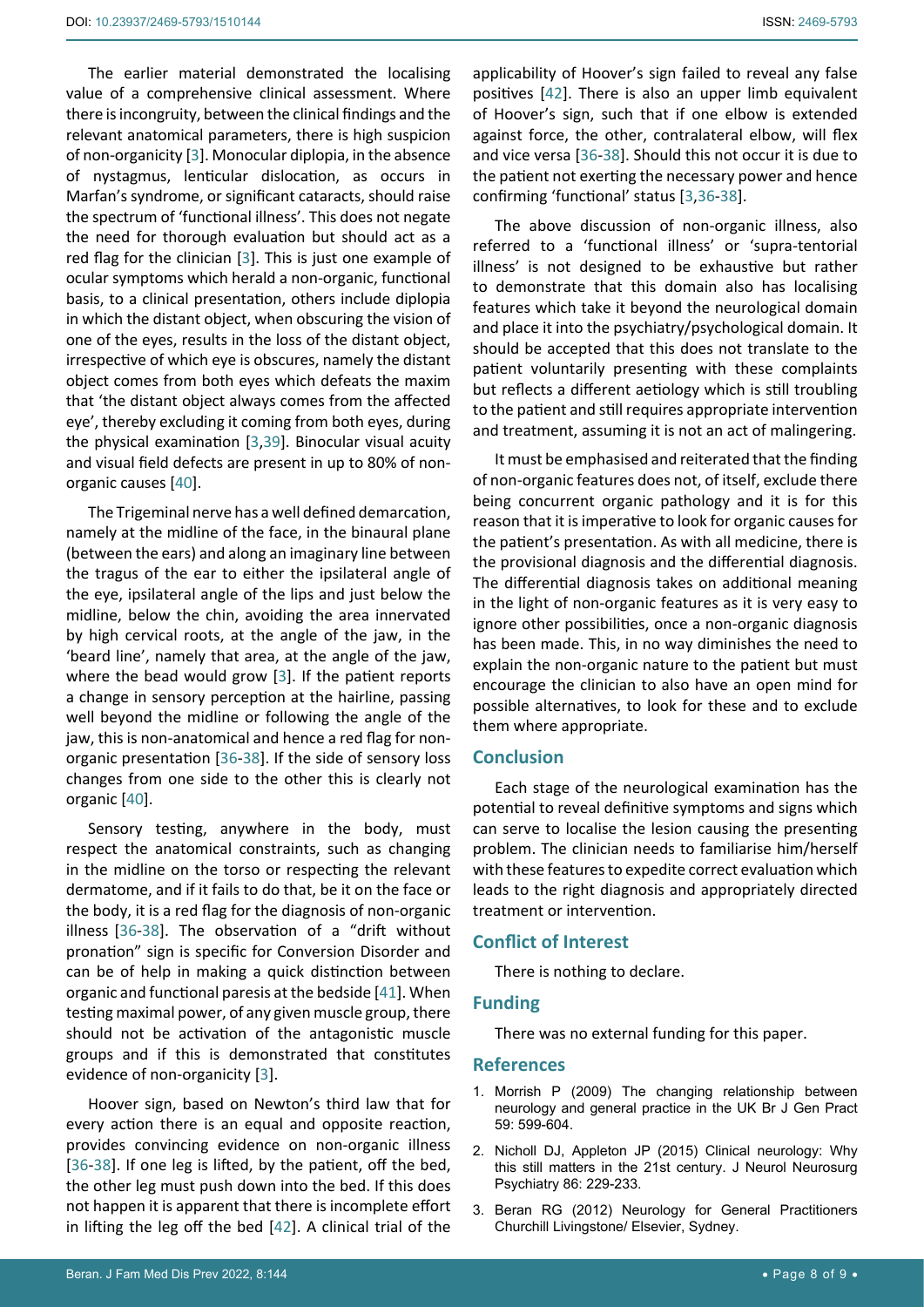The earlier material demonstrated the localising value of a comprehensive clinical assessment. Where there is incongruity, between the clinical findings and the relevant anatomical parameters, there is high suspicion of non-organicity [3]. Monocular diplopia, in the absence of nystagmus, lenticular dislocation, as occurs in Marfan's syndrome, or significant cataracts, should raise the spectrum of 'functional illness'. This does not negate the need for thorough evaluation but should act as a red flag for the clinician [3]. This is just one example of ocular symptoms which herald a non-organic, functional basis, to a clinical presentation, others include diplopia in which the distant object, when obscuring the vision of one of the eyes, results in the loss of the distant object, irrespective of which eye is obscures, namely the distant object comes from both eyes which defeats the maxim that 'the distant object always comes from the affected eye', thereby excluding it coming from both eyes, during the physical examination [3,39]. Binocular visual acuity and visual field defects are present in up to 80% of non-organic causes [40].

The Trigeminal nerve has a well defined demarcation, namely at the midline of the face, in the binaural plane (between the ears) and along an imaginary line between the tragus of the ear to either the ipsilateral angle of the eye, ipsilateral angle of the lips and just below the midline, below the chin, avoiding the area innervated by high cervical roots, at the angle of the jaw, in the 'beard line', namely that area, at the angle of the jaw, where the bead would grow [3]. If the patient reports a change in sensory perception at the hairline, passing well beyond the midline or following the angle of the jaw, this is non-anatomical and hence a red flag for non-organic presentation [36-38]. If the side of sensory loss changes from one side to the other this is clearly not organic [40].

Sensory testing, anywhere in the body, must respect the anatomical constraints, such as changing in the midline on the torso or respecting the relevant dermatome, and if it fails to do that, be it on the face or the body, it is a red flag for the diagnosis of non-organic illness [36-38]. The observation of a "drift without pronation" sign is specific for Conversion Disorder and can be of help in making a quick distinction between organic and functional paresis at the bedside [41]. When testing maximal power, of any given muscle group, there should not be activation of the antagonistic muscle groups and if this is demonstrated that constitutes evidence of non-organicity [3].

Hoover sign, based on Newton's third law that for every action there is an equal and opposite reaction, provides convincing evidence on non-organic illness [36-38]. If one leg is lifted, by the patient, off the bed, the other leg must push down into the bed. If this does not happen it is apparent that there is incomplete effort in lifting the leg off the bed [42]. A clinical trial of the applicability of Hoover's sign failed to reveal any false positives [42]. There is also an upper limb equivalent of Hoover's sign, such that if one elbow is extended against force, the other, contralateral elbow, will flex and vice versa [36-38]. Should this not occur it is due to the patient not exerting the necessary power and hence confirming 'functional' status [3,36-38].

The above discussion of non-organic illness, also referred to a 'functional illness' or 'supra-tentorial illness' is not designed to be exhaustive but rather to demonstrate that this domain also has localising features which take it beyond the neurological domain and place it into the psychiatry/psychological domain. It should be accepted that this does not translate to the patient voluntarily presenting with these complaints but reflects a different aetiology which is still troubling to the patient and still requires appropriate intervention and treatment, assuming it is not an act of malingering.

It must be emphasised and reiterated that the finding of non-organic features does not, of itself, exclude there being concurrent organic pathology and it is for this reason that it is imperative to look for organic causes for the patient's presentation. As with all medicine, there is the provisional diagnosis and the differential diagnosis. The differential diagnosis takes on additional meaning in the light of non-organic features as it is very easy to ignore other possibilities, once a non-organic diagnosis has been made. This, in no way diminishes the need to explain the non-organic nature to the patient but must encourage the clinician to also have an open mind for possible alternatives, to look for these and to exclude them where appropriate.

## Conclusion

Each stage of the neurological examination has the potential to reveal definitive symptoms and signs which can serve to localise the lesion causing the presenting problem. The clinician needs to familiarise him/herself with these features to expedite correct evaluation which leads to the right diagnosis and appropriately directed treatment or intervention.

## Conflict of Interest

There is nothing to declare.

## Funding

There was no external funding for this paper.

## References

1. Morrish P (2009) The changing relationship between neurology and general practice in the UK Br J Gen Pract 59: 599-604.
2. Nicholl DJ, Appleton JP (2015) Clinical neurology: Why this still matters in the 21st century. J Neurol Neurosurg Psychiatry 86: 229-233.
3. Beran RG (2012) Neurology for General Practitioners Churchill Livingstone/ Elsevier, Sydney.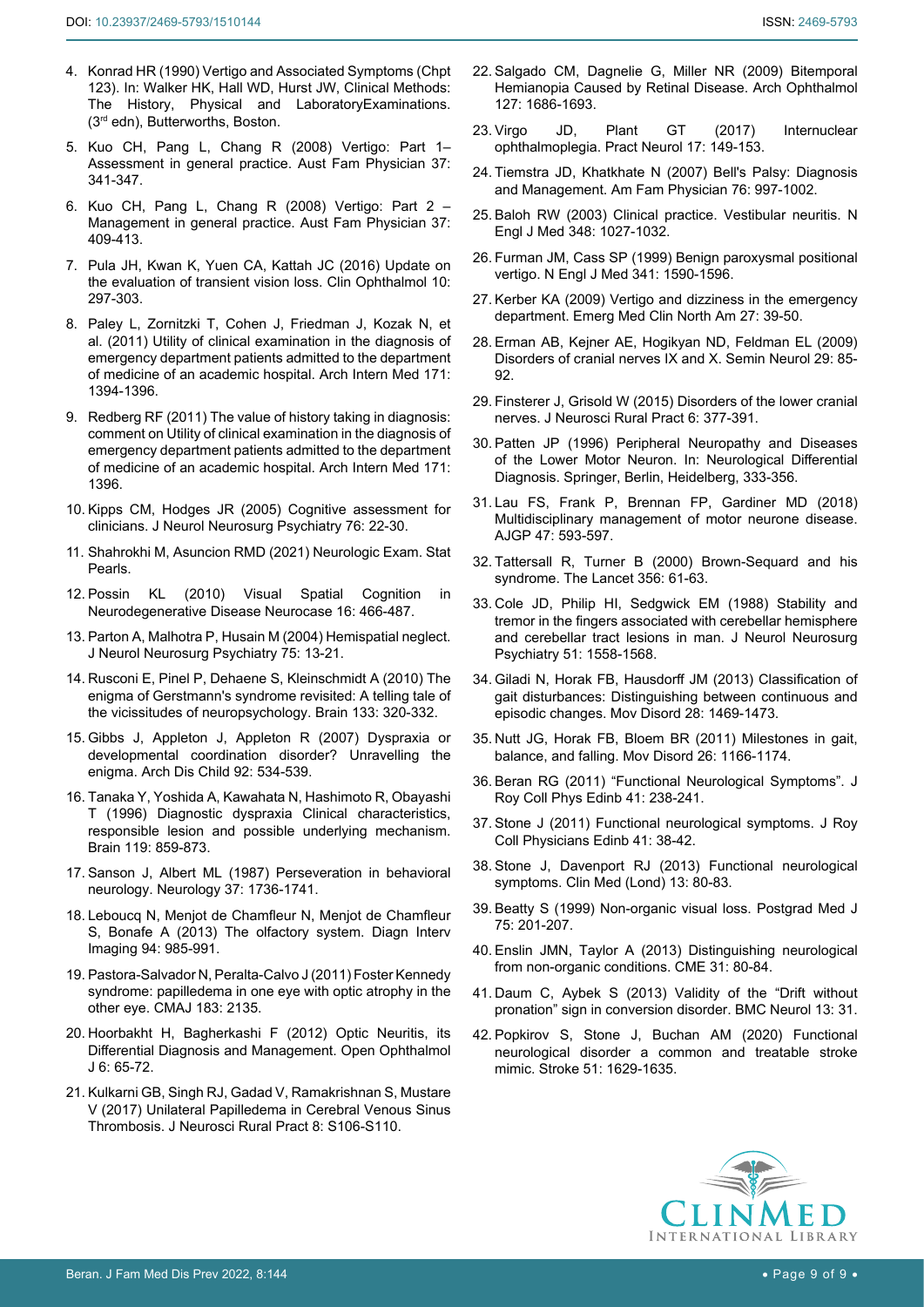4. Konrad HR (1990) Vertigo and Associated Symptoms (Chpt 123). In: Walker HK, Hall WD, Hurst JW, Clinical Methods: The History, Physical and LaboratoryExaminations. (3rd edn), Butterworths, Boston.

5. Kuo CH, Pang L, Chang R (2008) Vertigo: Part 1– Assessment in general practice. Aust Fam Physician 37: 341-347.

6. Kuo CH, Pang L, Chang R (2008) Vertigo: Part 2 – Management in general practice. Aust Fam Physician 37: 409-413.

7. Pula JH, Kwan K, Yuen CA, Kattah JC (2016) Update on the evaluation of transient vision loss. Clin Ophthalmol 10: 297-303.

8. Paley L, Zornitzki T, Cohen J, Friedman J, Kozak N, et al. (2011) Utility of clinical examination in the diagnosis of emergency department patients admitted to the department of medicine of an academic hospital. Arch Intern Med 171: 1394-1396.

9. Redberg RF (2011) The value of history taking in diagnosis: comment on Utility of clinical examination in the diagnosis of emergency department patients admitted to the department of medicine of an academic hospital. Arch Intern Med 171: 1396.

10. Kipps CM, Hodges JR (2005) Cognitive assessment for clinicians. J Neurol Neurosurg Psychiatry 76: 22-30.

11. Shahrokhi M, Asuncion RMD (2021) Neurologic Exam. Stat Pearls.

12. Possin KL (2010) Visual Spatial Cognition in Neurodegenerative Disease Neurocase 16: 466-487.

13. Parton A, Malhotra P, Husain M (2004) Hemispatial neglect. J Neurol Neurosurg Psychiatry 75: 13-21.

14. Rusconi E, Pinel P, Dehaene S, Kleinschmidt A (2010) The enigma of Gerstmann's syndrome revisited: A telling tale of the vicissitudes of neuropsychology. Brain 133: 320-332.

15. Gibbs J, Appleton J, Appleton R (2007) Dyspraxia or developmental coordination disorder? Unravelling the enigma. Arch Dis Child 92: 534-539.

16. Tanaka Y, Yoshida A, Kawahata N, Hashimoto R, Obayashi T (1996) Diagnostic dyspraxia Clinical characteristics, responsible lesion and possible underlying mechanism. Brain 119: 859-873.

17. Sanson J, Albert ML (1987) Perseveration in behavioral neurology. Neurology 37: 1736-1741.

18. Leboucq N, Menjot de Chamfleur N, Menjot de Chamfleur S, Bonafe A (2013) The olfactory system. Diagn Interv Imaging 94: 985-991.

19. Pastora-Salvador N, Peralta-Calvo J (2011) Foster Kennedy syndrome: papilledema in one eye with optic atrophy in the other eye. CMAJ 183: 2135.

20. Hoorbakht H, Bagherkashi F (2012) Optic Neuritis, its Differential Diagnosis and Management. Open Ophthalmol J 6: 65-72.

21. Kulkarni GB, Singh RJ, Gadad V, Ramakrishnan S, Mustare V (2017) Unilateral Papilledema in Cerebral Venous Sinus Thrombosis. J Neurosci Rural Pract 8: S106-S110.

22. Salgado CM, Dagnelie G, Miller NR (2009) Bitemporal Hemianopia Caused by Retinal Disease. Arch Ophthalmol 127: 1686-1693.

23. Virgo JD, Plant GT (2017) Internuclear ophthalmoplegia. Pract Neurol 17: 149-153.

24. Tiemstra JD, Khatkhate N (2007) Bell's Palsy: Diagnosis and Management. Am Fam Physician 76: 997-1002.

25. Baloh RW (2003) Clinical practice. Vestibular neuritis. N Engl J Med 348: 1027-1032.

26. Furman JM, Cass SP (1999) Benign paroxysmal positional vertigo. N Engl J Med 341: 1590-1596.

27. Kerber KA (2009) Vertigo and dizziness in the emergency department. Emerg Med Clin North Am 27: 39-50.

28. Erman AB, Kejner AE, Hogikyan ND, Feldman EL (2009) Disorders of cranial nerves IX and X. Semin Neurol 29: 85-92.

29. Finsterer J, Grisold W (2015) Disorders of the lower cranial nerves. J Neurosci Rural Pract 6: 377-391.

30. Patten JP (1996) Peripheral Neuropathy and Diseases of the Lower Motor Neuron. In: Neurological Differential Diagnosis. Springer, Berlin, Heidelberg, 333-356.

31. Lau FS, Frank P, Brennan FP, Gardiner MD (2018) Multidisciplinary management of motor neurone disease. AJGP 47: 593-597.

32. Tattersall R, Turner B (2000) Brown-Sequard and his syndrome. The Lancet 356: 61-63.

33. Cole JD, Philip HI, Sedgwick EM (1988) Stability and tremor in the fingers associated with cerebellar hemisphere and cerebellar tract lesions in man. J Neurol Neurosurg Psychiatry 51: 1558-1568.

34. Giladi N, Horak FB, Hausdorff JM (2013) Classification of gait disturbances: Distinguishing between continuous and episodic changes. Mov Disord 28: 1469-1473.

35. Nutt JG, Horak FB, Bloem BR (2011) Milestones in gait, balance, and falling. Mov Disord 26: 1166-1174.

36. Beran RG (2011) "Functional Neurological Symptoms". J Roy Coll Phys Edinb 41: 238-241.

37. Stone J (2011) Functional neurological symptoms. J Roy Coll Physicians Edinb 41: 38-42.

38. Stone J, Davenport RJ (2013) Functional neurological symptoms. Clin Med (Lond) 13: 80-83.

39. Beatty S (1999) Non-organic visual loss. Postgrad Med J 75: 201-207.

40. Enslin JMN, Taylor A (2013) Distinguishing neurological from non-organic conditions. CME 31: 80-84.

41. Daum C, Aybek S (2013) Validity of the "Drift without pronation" sign in conversion disorder. BMC Neurol 13: 31.

42. Popkirov S, Stone J, Buchan AM (2020) Functional neurological disorder a common and treatable stroke mimic. Stroke 51: 1629-1635.